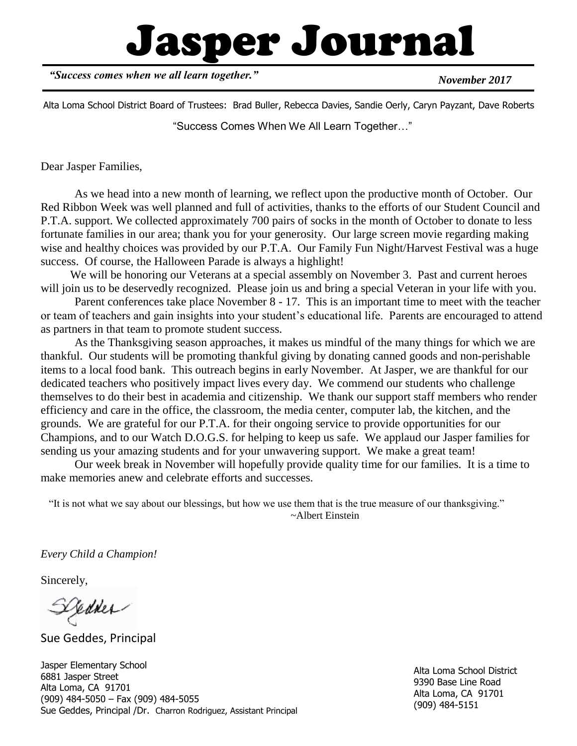# Jasper Journal

*"Success comes when we all learn together."* *November 2017*

Alta Loma School District Board of Trustees: Brad Buller, Rebecca Davies, Sandie Oerly, Caryn Payzant, Dave Roberts

"Success Comes When We All Learn Together…"

Dear Jasper Families,

As we head into a new month of learning, we reflect upon the productive month of October. Our Red Ribbon Week was well planned and full of activities, thanks to the efforts of our Student Council and P.T.A. support. We collected approximately 700 pairs of socks in the month of October to donate to less fortunate families in our area; thank you for your generosity. Our large screen movie regarding making wise and healthy choices was provided by our P.T.A. Our Family Fun Night/Harvest Festival was a huge success. Of course, the Halloween Parade is always a highlight!

We will be honoring our Veterans at a special assembly on November 3. Past and current heroes will join us to be deservedly recognized. Please join us and bring a special Veteran in your life with you.

Parent conferences take place November 8 - 17. This is an important time to meet with the teacher or team of teachers and gain insights into your student's educational life. Parents are encouraged to attend as partners in that team to promote student success.

As the Thanksgiving season approaches, it makes us mindful of the many things for which we are thankful. Our students will be promoting thankful giving by donating canned goods and non-perishable items to a local food bank. This outreach begins in early November. At Jasper, we are thankful for our dedicated teachers who positively impact lives every day. We commend our students who challenge themselves to do their best in academia and citizenship. We thank our support staff members who render efficiency and care in the office, the classroom, the media center, computer lab, the kitchen, and the grounds. We are grateful for our P.T.A. for their ongoing service to provide opportunities for our Champions, and to our Watch D.O.G.S. for helping to keep us safe. We applaud our Jasper families for sending us your amazing students and for your unwavering support. We make a great team!

Our week break in November will hopefully provide quality time for our families. It is a time to make memories anew and celebrate efforts and successes.

"It is not what we say about our blessings, but how we use them that is the true measure of our thanksgiving."
~Albert Einstein

*Every Child a Champion!*

Sincerely,

Sue Geddes, Principal

Jasper Elementary School
6881 Jasper Street
Alta Loma, CA 91701
(909) 484-5050 – Fax (909) 484-5055
Sue Geddes, Principal /Dr. Charron Rodriguez, Assistant Principal

Alta Loma School District
9390 Base Line Road
Alta Loma, CA 91701
(909) 484-5151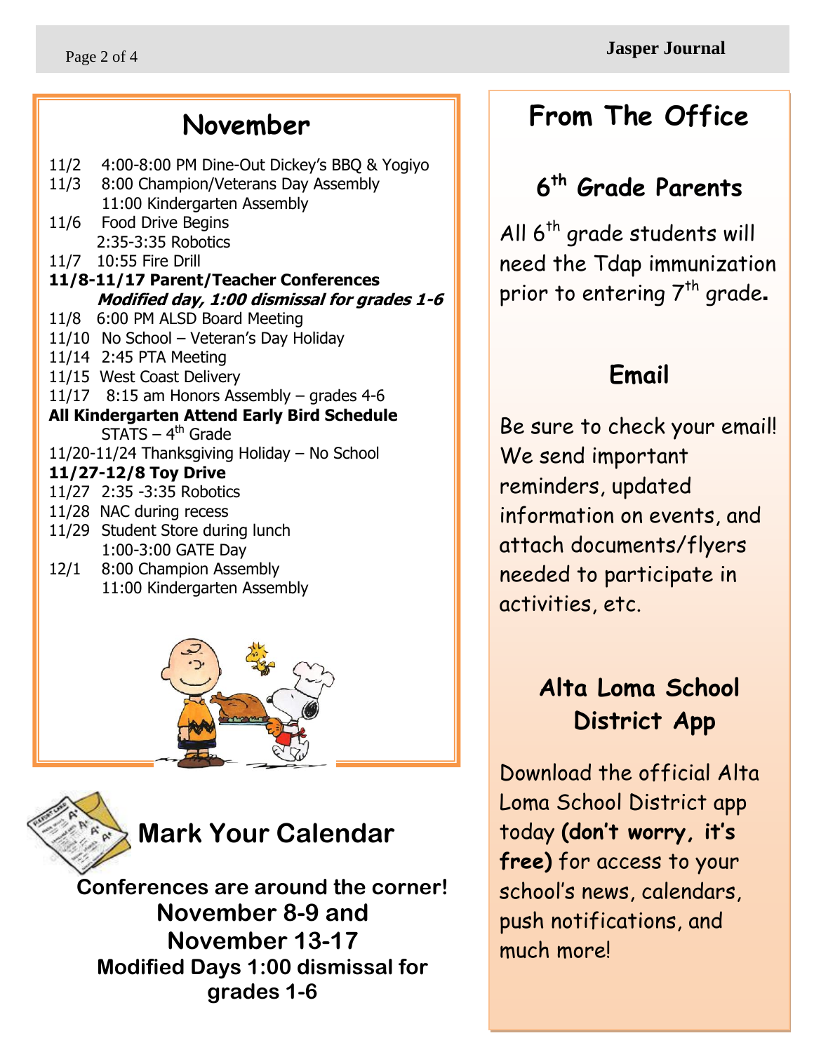## November

11/2 4:00-8:00 PM Dine-Out Dickey's BBQ & Yogiyo
11/3 8:00 Champion/Veterans Day Assembly
11:00 Kindergarten Assembly
11/6 Food Drive Begins
2:35-3:35 Robotics
11/7 10:55 Fire Drill
**11/8-11/17 Parent/Teacher Conferences**
***Modified day, 1:00 dismissal for grades 1-6***
11/8 6:00 PM ALSD Board Meeting
11/10 No School – Veteran's Day Holiday
11/14 2:45 PTA Meeting
11/15 West Coast Delivery
11/17 8:15 am Honors Assembly – grades 4-6
**All Kindergarten Attend Early Bird Schedule**
STATS – 4th Grade
11/20-11/24 Thanksgiving Holiday – No School
**11/27-12/8 Toy Drive**
11/27 2:35 -3:35 Robotics
11/28 NAC during recess
11/29 Student Store during lunch
1:00-3:00 GATE Day
12/1 8:00 Champion Assembly
11:00 Kindergarten Assembly

## Mark Your Calendar

**Conferences are around the corner!**
**November 8-9 and**
**November 13-17**
**Modified Days 1:00 dismissal for grades 1-6**

## From The Office

### 6th Grade Parents

All 6th grade students will need the Tdap immunization prior to entering 7th grade**.**

### Email

Be sure to check your email! We send important reminders, updated information on events, and attach documents/flyers needed to participate in activities, etc.

### Alta Loma School District App

Download the official Alta Loma School District app today **(don't worry, it's free)** for access to your school's news, calendars, push notifications, and much more!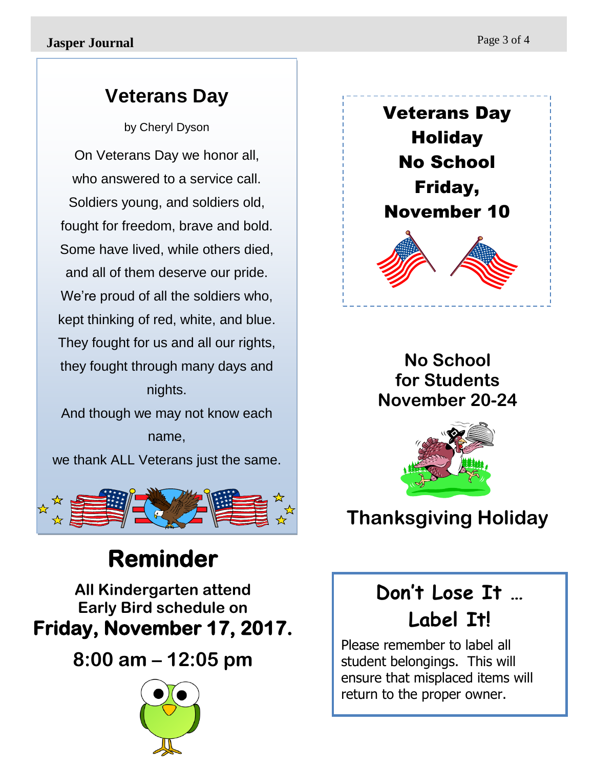## Veterans Day

by Cheryl Dyson

On Veterans Day we honor all,
who answered to a service call.
Soldiers young, and soldiers old,
fought for freedom, brave and bold.
Some have lived, while others died,
and all of them deserve our pride.
We're proud of all the soldiers who,
kept thinking of red, white, and blue.
They fought for us and all our rights,
they fought through many days and nights.
And though we may not know each name,
we thank ALL Veterans just the same.

# Reminder

**All Kindergarten attend Early Bird schedule on**
**Friday, November 17, 2017.**

**8:00 am – 12:05 pm**

**Veterans Day Holiday**
**No School**
**Friday, November 10**

**No School for Students November 20-24**

**Thanksgiving Holiday**

## Don't Lose It … Label It!

Please remember to label all student belongings. This will ensure that misplaced items will return to the proper owner.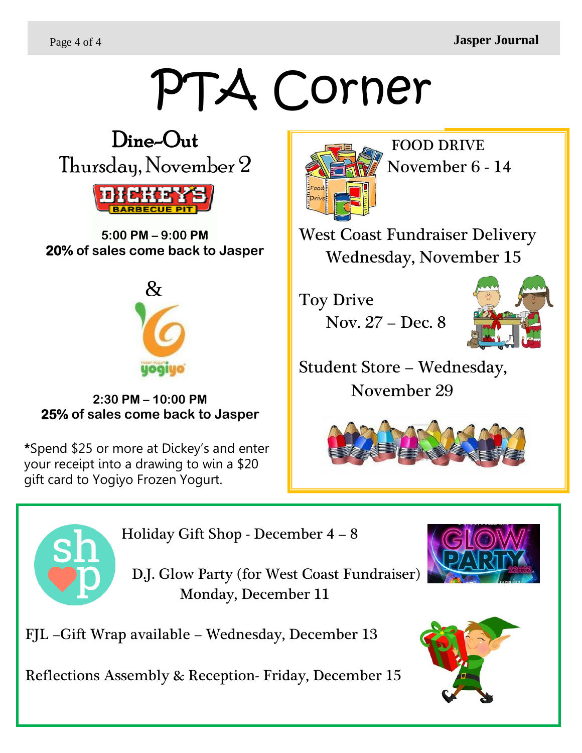# PTA Corner

## Dine-Out
### Thursday, November 2

DICKEY'S BARBECUE PIT

**5:00 PM – 9:00 PM**
**20% of sales come back to Jasper**

&

yogiyo

**2:30 PM – 10:00 PM**
**25% of sales come back to Jasper**

***Spend $25 or more at Dickey's and enter your receipt into a drawing to win a $20 gift card to Yogiyo Frozen Yogurt.**

FOOD DRIVE
November 6 - 14

West Coast Fundraiser Delivery
Wednesday, November 15

Toy Drive
Nov. 27 – Dec. 8

Student Store – Wednesday, November 29

Holiday Gift Shop - December 4 – 8

D.J. Glow Party (for West Coast Fundraiser)
Monday, December 11

FJL –Gift Wrap available – Wednesday, December 13

Reflections Assembly & Reception- Friday, December 15